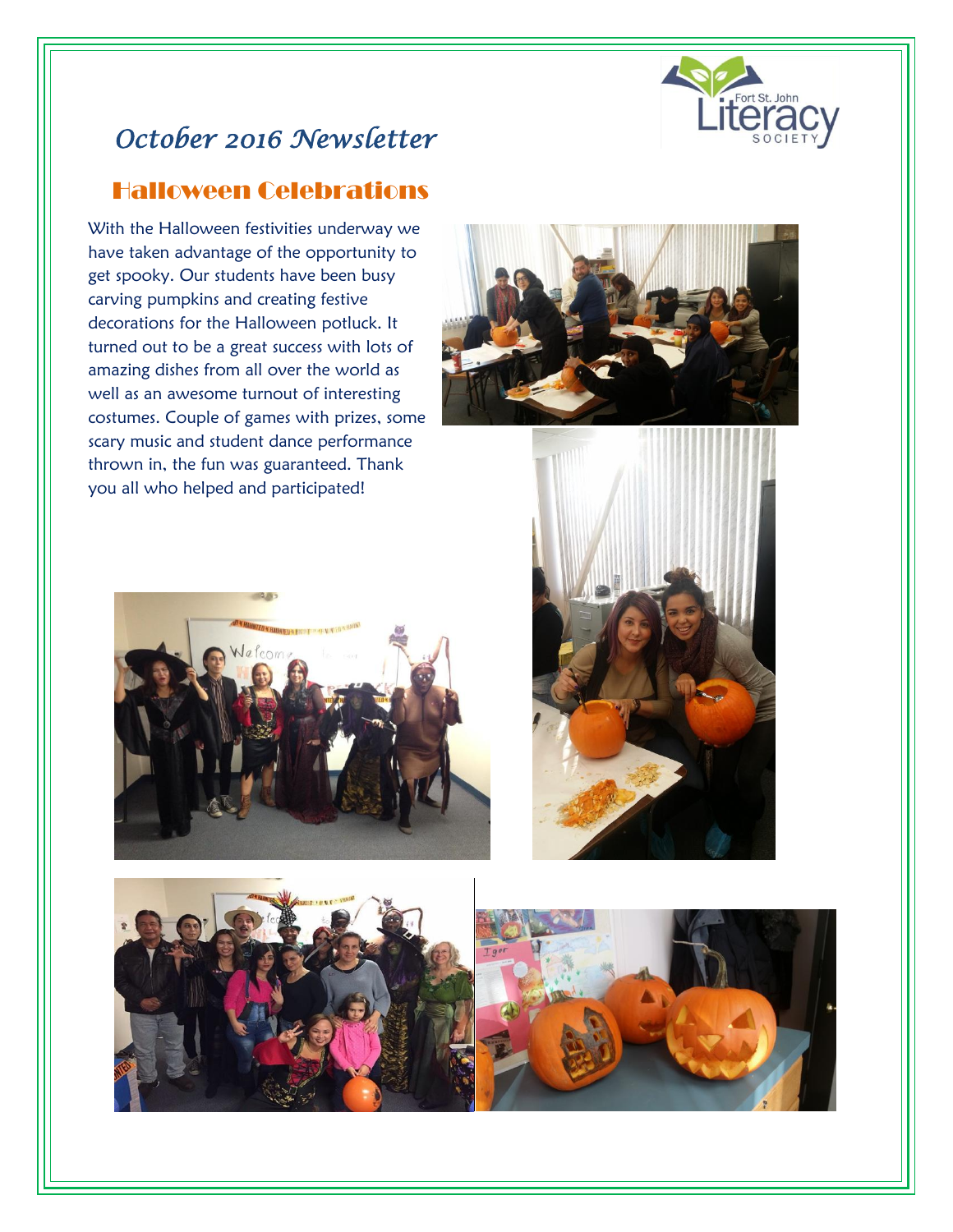Fort St. John Literacy Society

# October 2016 Newsletter

## Halloween Celebrations

With the Halloween festivities underway we have taken advantage of the opportunity to get spooky. Our students have been busy carving pumpkins and creating festive decorations for the Halloween potluck. It turned out to be a great success with lots of amazing dishes from all over the world as well as an awesome turnout of interesting costumes. Couple of games with prizes, some scary music and student dance performance thrown in, the fun was guaranteed. Thank you all who helped and participated!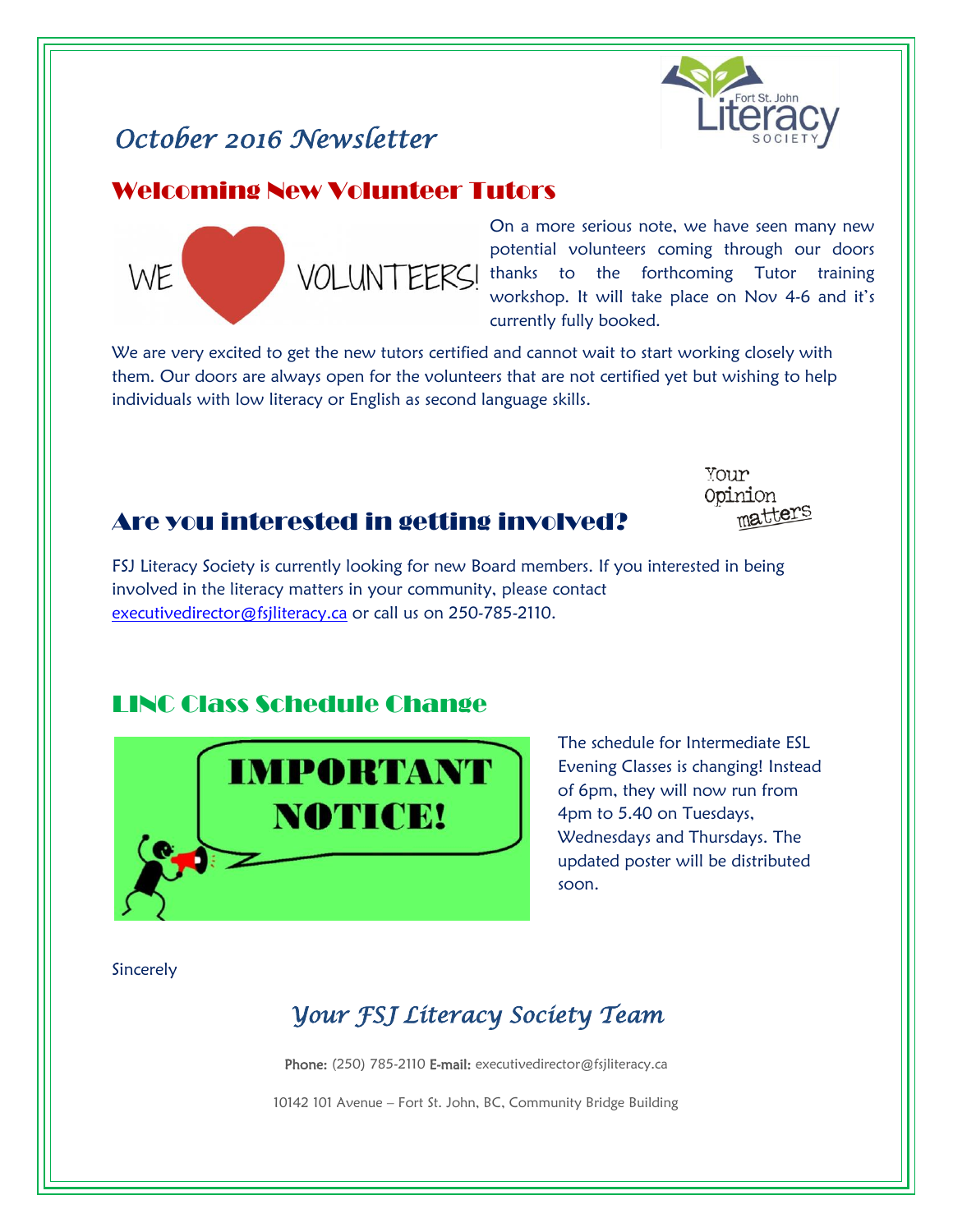# October 2016 Newsletter

## Welcoming New Volunteer Tutors

On a more serious note, we have seen many new potential volunteers coming through our doors thanks to the forthcoming Tutor training workshop. It will take place on Nov 4-6 and it's currently fully booked.

We are very excited to get the new tutors certified and cannot wait to start working closely with them. Our doors are always open for the volunteers that are not certified yet but wishing to help individuals with low literacy or English as second language skills.

## Are you interested in getting involved?

FSJ Literacy Society is currently looking for new Board members. If you interested in being involved in the literacy matters in your community, please contact executivedirector@fsjliteracy.ca or call us on 250-785-2110.

## LINC Class Schedule Change

The schedule for Intermediate ESL Evening Classes is changing! Instead of 6pm, they will now run from 4pm to 5.40 on Tuesdays, Wednesdays and Thursdays. The updated poster will be distributed soon.

Sincerely

*Your FSJ Literacy Society Team*

**Phone:** (250) 785-2110 **E-mail:** executivedirector@fsjliteracy.ca

10142 101 Avenue – Fort St. John, BC, Community Bridge Building